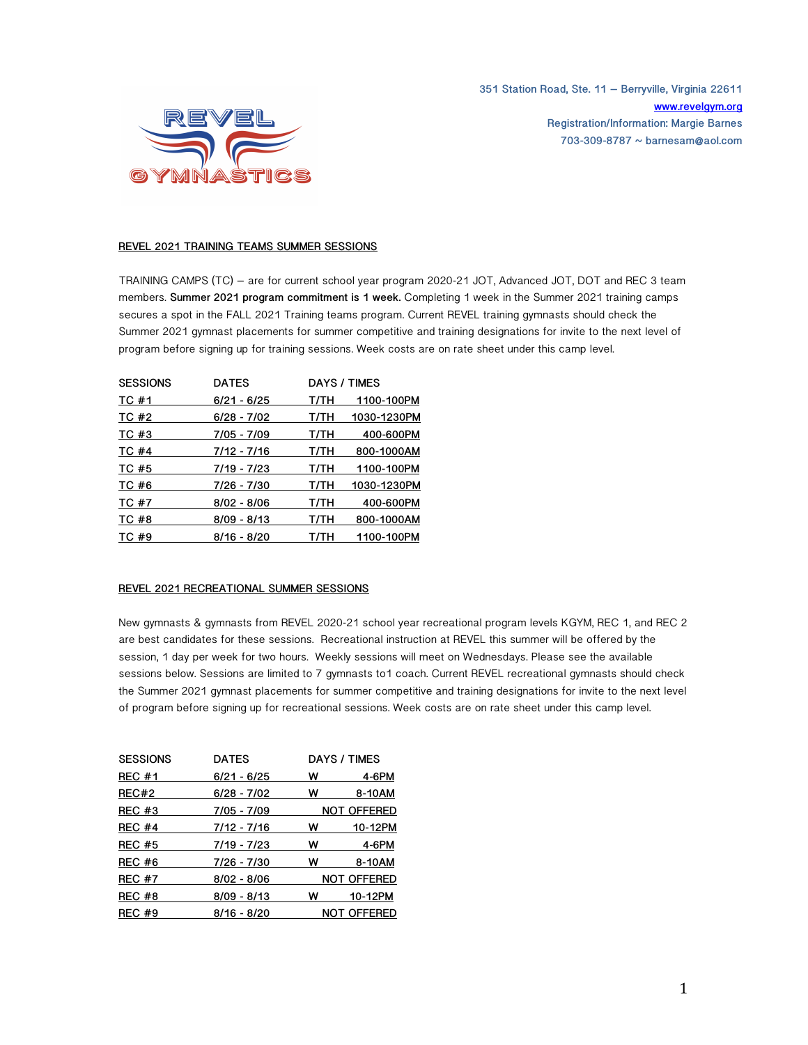351 Station Road, Ste. 11 – Berryville, Virginia 22611
www.revelgym.org
Registration/Information: Margie Barnes
703-309-8787 ~ barnesam@aol.com

## REVEL 2021 TRAINING TEAMS SUMMER SESSIONS

TRAINING CAMPS (TC) – are for current school year program 2020-21 JOT, Advanced JOT, DOT and REC 3 team members. **Summer 2021 program commitment is 1 week.** Completing 1 week in the Summer 2021 training camps secures a spot in the FALL 2021 Training teams program. Current REVEL training gymnasts should check the Summer 2021 gymnast placements for summer competitive and training designations for invite to the next level of program before signing up for training sessions. Week costs are on rate sheet under this camp level.

| SESSIONS | DATES | DAYS / TIMES | |
|---|---|---|---|
| TC #1 | 6/21 - 6/25 | T/TH | 1100-100PM |
| TC #2 | 6/28 - 7/02 | T/TH | 1030-1230PM |
| TC #3 | 7/05 - 7/09 | T/TH | 400-600PM |
| TC #4 | 7/12 - 7/16 | T/TH | 800-1000AM |
| TC #5 | 7/19 - 7/23 | T/TH | 1100-100PM |
| TC #6 | 7/26 - 7/30 | T/TH | 1030-1230PM |
| TC #7 | 8/02 - 8/06 | T/TH | 400-600PM |
| TC #8 | 8/09 - 8/13 | T/TH | 800-1000AM |
| TC #9 | 8/16 - 8/20 | T/TH | 1100-100PM |

## REVEL 2021 RECREATIONAL SUMMER SESSIONS

New gymnasts & gymnasts from REVEL 2020-21 school year recreational program levels KGYM, REC 1, and REC 2 are best candidates for these sessions. Recreational instruction at REVEL this summer will be offered by the session, 1 day per week for two hours. Weekly sessions will meet on Wednesdays. Please see the available sessions below. Sessions are limited to 7 gymnasts to1 coach. Current REVEL recreational gymnasts should check the Summer 2021 gymnast placements for summer competitive and training designations for invite to the next level of program before signing up for recreational sessions. Week costs are on rate sheet under this camp level.

| SESSIONS | DATES | DAYS / TIMES | |
|---|---|---|---|
| REC #1 | 6/21 - 6/25 | W | 4-6PM |
| REC#2 | 6/28 - 7/02 | W | 8-10AM |
| REC #3 | 7/05 - 7/09 | | NOT OFFERED |
| REC #4 | 7/12 - 7/16 | W | 10-12PM |
| REC #5 | 7/19 - 7/23 | W | 4-6PM |
| REC #6 | 7/26 - 7/30 | W | 8-10AM |
| REC #7 | 8/02 - 8/06 | | NOT OFFERED |
| REC #8 | 8/09 - 8/13 | W | 10-12PM |
| REC #9 | 8/16 - 8/20 | | NOT OFFERED |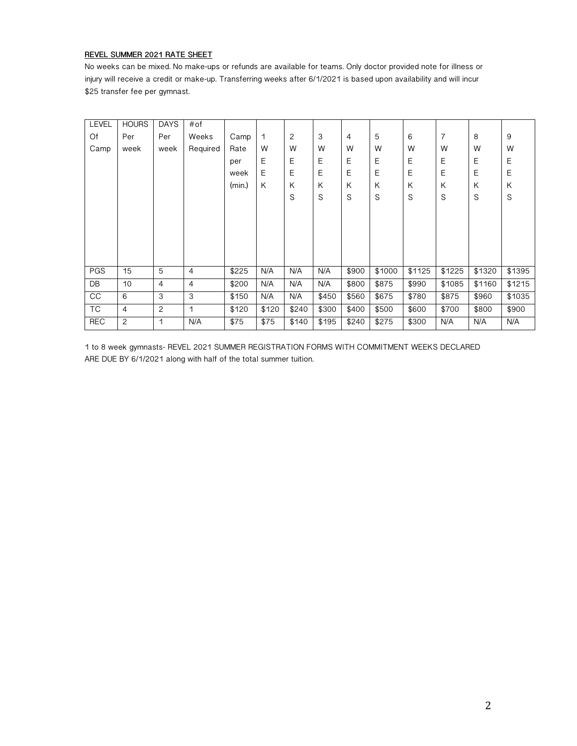**REVEL SUMMER 2021 RATE SHEET**

No weeks can be mixed. No make-ups or refunds are available for teams. Only doctor provided note for illness or injury will receive a credit or make-up. Transferring weeks after 6/1/2021 is based upon availability and will incur $25 transfer fee per gymnast.

| LEVEL Of Camp | HOURS Per week | DAYS Per week | #of Weeks Required | Camp Rate per week (min.) | 1 WEEK | 2 WEEKS | 3 WEEKS | 4 WEEKS | 5 WEEKS | 6 WEEKS | 7 WEEKS | 8 WEEKS | 9 WEEKS |
|---|---|---|---|---|---|---|---|---|---|---|---|---|---|
| PGS | 15 | 5 | 4 | $225 | N/A | N/A | N/A | $900 | $1000 | $1125 | $1225 | $1320 | $1395 |
| DB | 10 | 4 | 4 | $200 | N/A | N/A | N/A | $800 | $875 | $990 | $1085 | $1160 | $1215 |
| CC | 6 | 3 | 3 | $150 | N/A | N/A | $450 | $560 | $675 | $780 | $875 | $960 | $1035 |
| TC | 4 | 2 | 1 | $120 | $120 | $240 | $300 | $400 | $500 | $600 | $700 | $800 | $900 |
| REC | 2 | 1 | N/A | $75 | $75 | $140 | $195 | $240 | $275 | $300 | N/A | N/A | N/A |

1 to 8 week gymnasts- REVEL 2021 SUMMER REGISTRATION FORMS WITH COMMITMENT WEEKS DECLARED ARE DUE BY 6/1/2021 along with half of the total summer tuition.